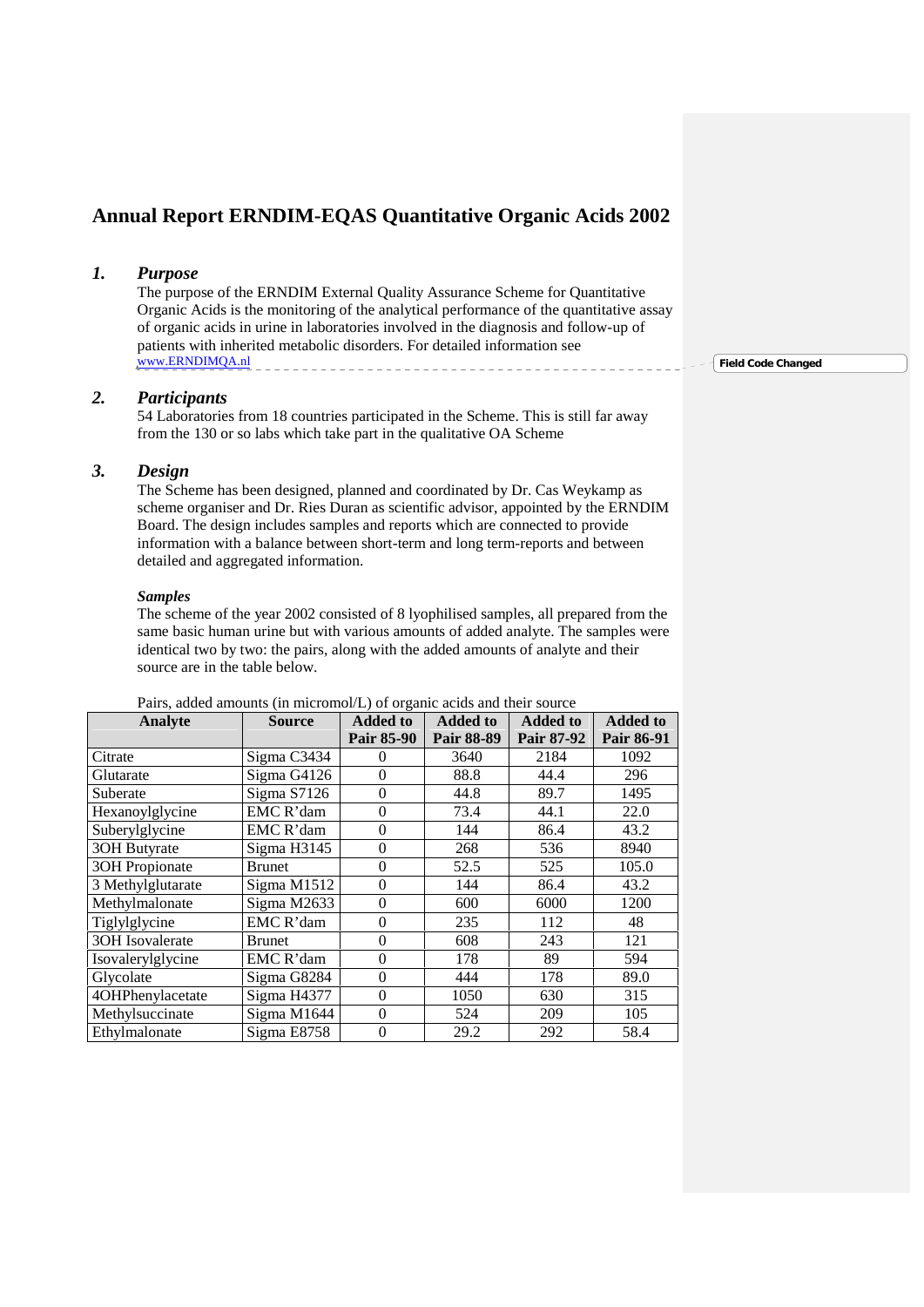# Annual Report ERNDIM-EQAS Quantitative Organic Acids 2002

## 1. Purpose

The purpose of the ERNDIM External Quality Assurance Scheme for Quantitative Organic Acids is the monitoring of the analytical performance of the quantitative assay of organic acids in urine in laboratories involved in the diagnosis and follow-up of patients with inherited metabolic disorders. For detailed information see www.ERNDIMQA.nl

## 2. Participants

54 Laboratories from 18 countries participated in the Scheme. This is still far away from the 130 or so labs which take part in the qualitative OA Scheme

## 3. Design

The Scheme has been designed, planned and coordinated by Dr. Cas Weykamp as scheme organiser and Dr. Ries Duran as scientific advisor, appointed by the ERNDIM Board. The design includes samples and reports which are connected to provide information with a balance between short-term and long term-reports and between detailed and aggregated information.

### *Samples*

The scheme of the year 2002 consisted of 8 lyophilised samples, all prepared from the same basic human urine but with various amounts of added analyte. The samples were identical two by two: the pairs, along with the added amounts of analyte and their source are in the table below.

Pairs, added amounts (in micromol/L) of organic acids and their source

| Analyte | Source | Added to Pair 85-90 | Added to Pair 88-89 | Added to Pair 87-92 | Added to Pair 86-91 |
|---|---|---|---|---|---|
| Citrate | Sigma C3434 | 0 | 3640 | 2184 | 1092 |
| Glutarate | Sigma G4126 | 0 | 88.8 | 44.4 | 296 |
| Suberate | Sigma S7126 | 0 | 44.8 | 89.7 | 1495 |
| Hexanoylglycine | EMC R'dam | 0 | 73.4 | 44.1 | 22.0 |
| Suberylglycine | EMC R'dam | 0 | 144 | 86.4 | 43.2 |
| 3OH Butyrate | Sigma H3145 | 0 | 268 | 536 | 8940 |
| 3OH Propionate | Brunet | 0 | 52.5 | 525 | 105.0 |
| 3 Methylglutarate | Sigma M1512 | 0 | 144 | 86.4 | 43.2 |
| Methylmalonate | Sigma M2633 | 0 | 600 | 6000 | 1200 |
| Tiglylglycine | EMC R'dam | 0 | 235 | 112 | 48 |
| 3OH Isovalerate | Brunet | 0 | 608 | 243 | 121 |
| Isovalerylglycine | EMC R'dam | 0 | 178 | 89 | 594 |
| Glycolate | Sigma G8284 | 0 | 444 | 178 | 89.0 |
| 4OHPhenylacetate | Sigma H4377 | 0 | 1050 | 630 | 315 |
| Methylsuccinate | Sigma M1644 | 0 | 524 | 209 | 105 |
| Ethylmalonate | Sigma E8758 | 0 | 29.2 | 292 | 58.4 |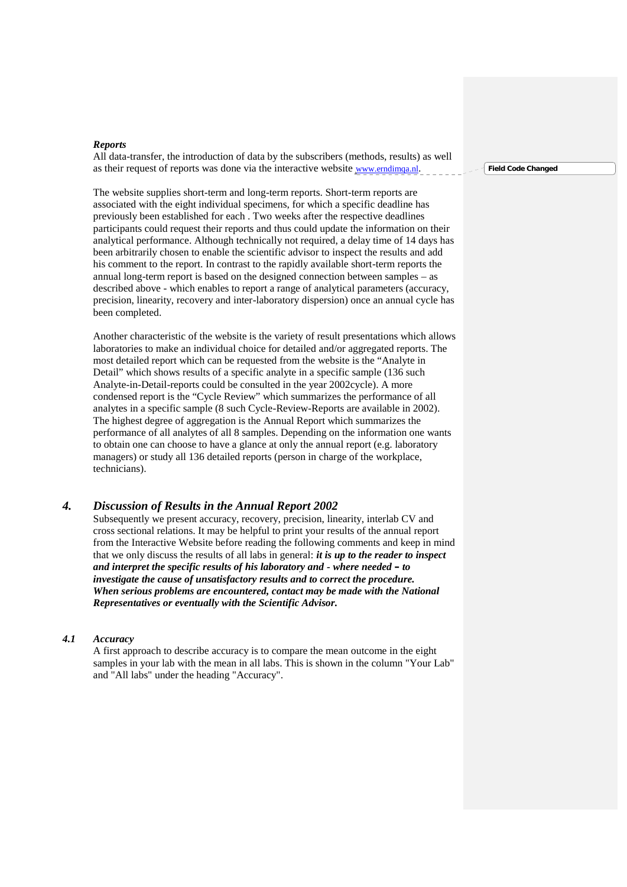***Reports***

All data-transfer, the introduction of data by the subscribers (methods, results) as well as their request of reports was done via the interactive website www.erndimqa.nl.

The website supplies short-term and long-term reports. Short-term reports are associated with the eight individual specimens, for which a specific deadline has previously been established for each . Two weeks after the respective deadlines participants could request their reports and thus could update the information on their analytical performance. Although technically not required, a delay time of 14 days has been arbitrarily chosen to enable the scientific advisor to inspect the results and add his comment to the report. In contrast to the rapidly available short-term reports the annual long-term report is based on the designed connection between samples – as described above - which enables to report a range of analytical parameters (accuracy, precision, linearity, recovery and inter-laboratory dispersion) once an annual cycle has been completed.

Another characteristic of the website is the variety of result presentations which allows laboratories to make an individual choice for detailed and/or aggregated reports. The most detailed report which can be requested from the website is the "Analyte in Detail" which shows results of a specific analyte in a specific sample (136 such Analyte-in-Detail-reports could be consulted in the year 2002cycle). A more condensed report is the "Cycle Review" which summarizes the performance of all analytes in a specific sample (8 such Cycle-Review-Reports are available in 2002). The highest degree of aggregation is the Annual Report which summarizes the performance of all analytes of all 8 samples. Depending on the information one wants to obtain one can choose to have a glance at only the annual report (e.g. laboratory managers) or study all 136 detailed reports (person in charge of the workplace, technicians).

## *4. Discussion of Results in the Annual Report 2002*

Subsequently we present accuracy, recovery, precision, linearity, interlab CV and cross sectional relations. It may be helpful to print your results of the annual report from the Interactive Website before reading the following comments and keep in mind that we only discuss the results of all labs in general: ***it is up to the reader to inspect and interpret the specific results of his laboratory and - where needed – to investigate the cause of unsatisfactory results and to correct the procedure. When serious problems are encountered, contact may be made with the National Representatives or eventually with the Scientific Advisor.***

### *4.1 Accuracy*

A first approach to describe accuracy is to compare the mean outcome in the eight samples in your lab with the mean in all labs. This is shown in the column "Your Lab" and "All labs" under the heading "Accuracy".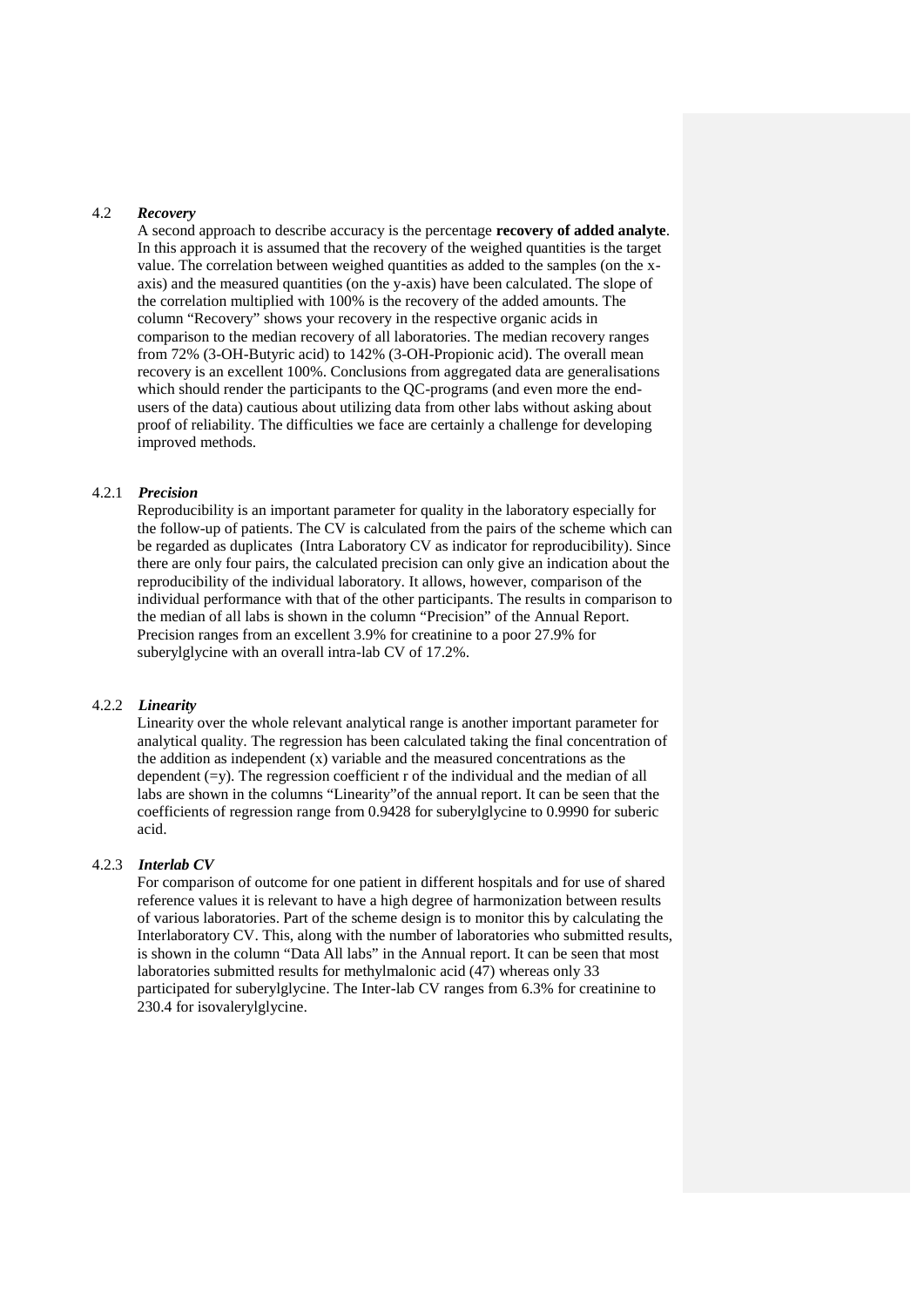## 4.2 *Recovery*

A second approach to describe accuracy is the percentage **recovery of added analyte**. In this approach it is assumed that the recovery of the weighed quantities is the target value. The correlation between weighed quantities as added to the samples (on the x-axis) and the measured quantities (on the y-axis) have been calculated. The slope of the correlation multiplied with 100% is the recovery of the added amounts. The column "Recovery" shows your recovery in the respective organic acids in comparison to the median recovery of all laboratories. The median recovery ranges from 72% (3-OH-Butyric acid) to 142% (3-OH-Propionic acid). The overall mean recovery is an excellent 100%. Conclusions from aggregated data are generalisations which should render the participants to the QC-programs (and even more the end-users of the data) cautious about utilizing data from other labs without asking about proof of reliability. The difficulties we face are certainly a challenge for developing improved methods.

### 4.2.1 *Precision*

Reproducibility is an important parameter for quality in the laboratory especially for the follow-up of patients. The CV is calculated from the pairs of the scheme which can be regarded as duplicates (Intra Laboratory CV as indicator for reproducibility). Since there are only four pairs, the calculated precision can only give an indication about the reproducibility of the individual laboratory. It allows, however, comparison of the individual performance with that of the other participants. The results in comparison to the median of all labs is shown in the column "Precision" of the Annual Report. Precision ranges from an excellent 3.9% for creatinine to a poor 27.9% for suberylglycine with an overall intra-lab CV of 17.2%.

### 4.2.2 *Linearity*

Linearity over the whole relevant analytical range is another important parameter for analytical quality. The regression has been calculated taking the final concentration of the addition as independent (x) variable and the measured concentrations as the dependent (=y). The regression coefficient r of the individual and the median of all labs are shown in the columns "Linearity"of the annual report. It can be seen that the coefficients of regression range from 0.9428 for suberylglycine to 0.9990 for suberic acid.

### 4.2.3 *Interlab CV*

For comparison of outcome for one patient in different hospitals and for use of shared reference values it is relevant to have a high degree of harmonization between results of various laboratories. Part of the scheme design is to monitor this by calculating the Interlaboratory CV. This, along with the number of laboratories who submitted results, is shown in the column "Data All labs" in the Annual report. It can be seen that most laboratories submitted results for methylmalonic acid (47) whereas only 33 participated for suberylglycine. The Inter-lab CV ranges from 6.3% for creatinine to 230.4 for isovalerylglycine.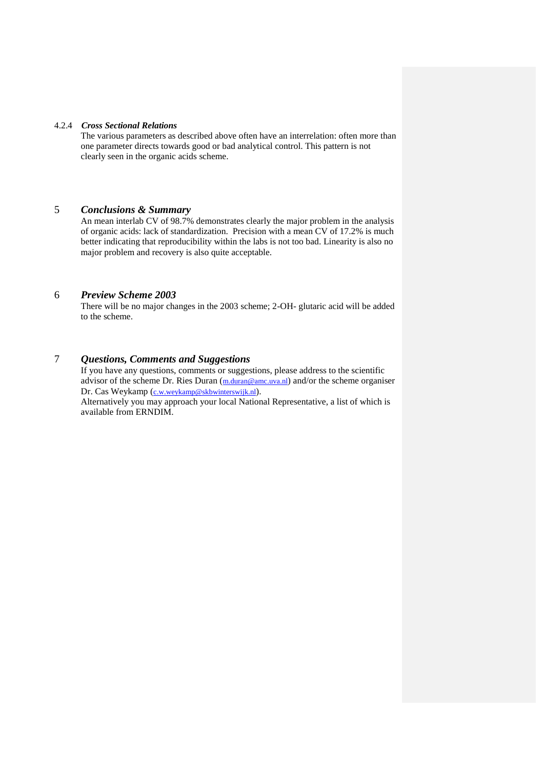#### 4.2.4 *Cross Sectional Relations*

The various parameters as described above often have an interrelation: often more than one parameter directs towards good or bad analytical control. This pattern is not clearly seen in the organic acids scheme.

## 5 *Conclusions & Summary*

An mean interlab CV of 98.7% demonstrates clearly the major problem in the analysis of organic acids: lack of standardization. Precision with a mean CV of 17.2% is much better indicating that reproducibility within the labs is not too bad. Linearity is also no major problem and recovery is also quite acceptable.

## 6 *Preview Scheme 2003*

There will be no major changes in the 2003 scheme; 2-OH- glutaric acid will be added to the scheme.

## 7 *Questions, Comments and Suggestions*

If you have any questions, comments or suggestions, please address to the scientific advisor of the scheme Dr. Ries Duran (m.duran@amc.uva.nl) and/or the scheme organiser Dr. Cas Weykamp (c.w.weykamp@skbwinterswijk.nl).

Alternatively you may approach your local National Representative, a list of which is available from ERNDIM.